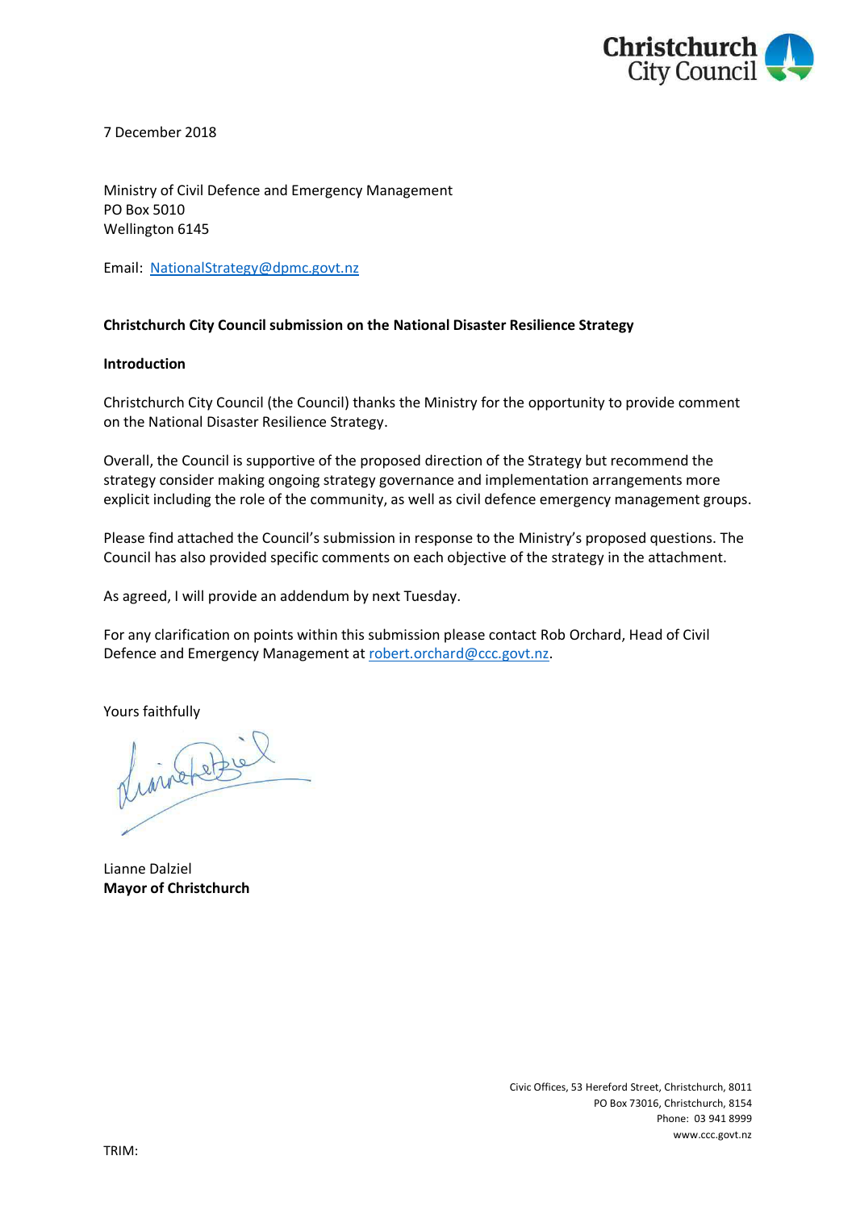Christchurch City Council

7 December 2018

Ministry of Civil Defence and Emergency Management
PO Box 5010
Wellington 6145

Email: NationalStrategy@dpmc.govt.nz

**Christchurch City Council submission on the National Disaster Resilience Strategy**

**Introduction**

Christchurch City Council (the Council) thanks the Ministry for the opportunity to provide comment on the National Disaster Resilience Strategy.

Overall, the Council is supportive of the proposed direction of the Strategy but recommend the strategy consider making ongoing strategy governance and implementation arrangements more explicit including the role of the community, as well as civil defence emergency management groups.

Please find attached the Council's submission in response to the Ministry's proposed questions. The Council has also provided specific comments on each objective of the strategy in the attachment.

As agreed, I will provide an addendum by next Tuesday.

For any clarification on points within this submission please contact Rob Orchard, Head of Civil Defence and Emergency Management at robert.orchard@ccc.govt.nz.

Yours faithfully

Lianne Dalziel
**Mayor of Christchurch**

Civic Offices, 53 Hereford Street, Christchurch, 8011
PO Box 73016, Christchurch, 8154
Phone: 03 941 8999
www.ccc.govt.nz

TRIM: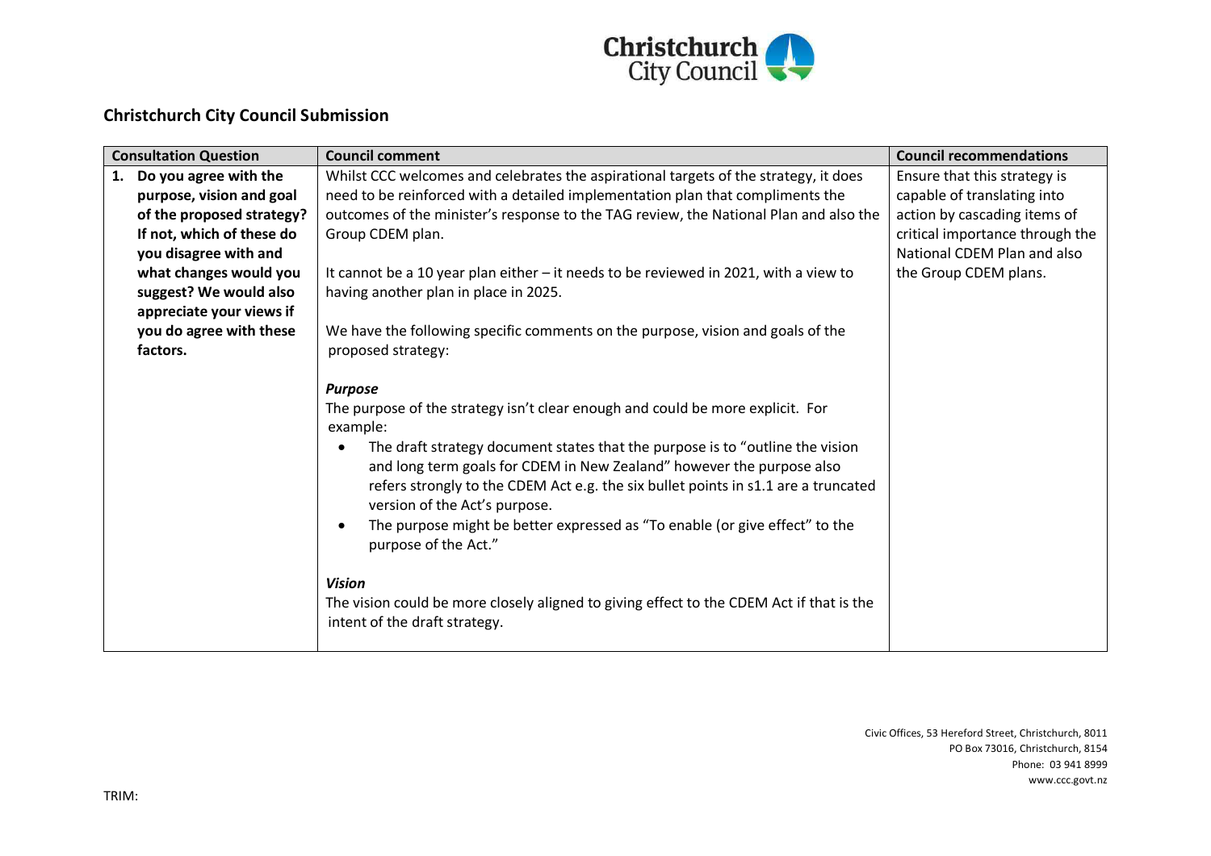## Christchurch City Council Submission

| Consultation Question | Council comment | Council recommendations |
|---|---|---|
| **1. Do you agree with the purpose, vision and goal of the proposed strategy? If not, which of these do you disagree with and what changes would you suggest? We would also appreciate your views if you do agree with these factors.** | Whilst CCC welcomes and celebrates the aspirational targets of the strategy, it does need to be reinforced with a detailed implementation plan that compliments the outcomes of the minister's response to the TAG review, the National Plan and also the Group CDEM plan.<br><br>It cannot be a 10 year plan either – it needs to be reviewed in 2021, with a view to having another plan in place in 2025.<br><br>We have the following specific comments on the purpose, vision and goals of the proposed strategy:<br><br>***Purpose***<br>The purpose of the strategy isn't clear enough and could be more explicit. For example:<br>• The draft strategy document states that the purpose is to "outline the vision and long term goals for CDEM in New Zealand" however the purpose also refers strongly to the CDEM Act e.g. the six bullet points in s1.1 are a truncated version of the Act's purpose.<br>• The purpose might be better expressed as "To enable (or give effect" to the purpose of the Act."<br><br>***Vision***<br>The vision could be more closely aligned to giving effect to the CDEM Act if that is the intent of the draft strategy. | Ensure that this strategy is capable of translating into action by cascading items of critical importance through the National CDEM Plan and also the Group CDEM plans. |

Civic Offices, 53 Hereford Street, Christchurch, 8011
PO Box 73016, Christchurch, 8154
Phone: 03 941 8999
www.ccc.govt.nz

TRIM: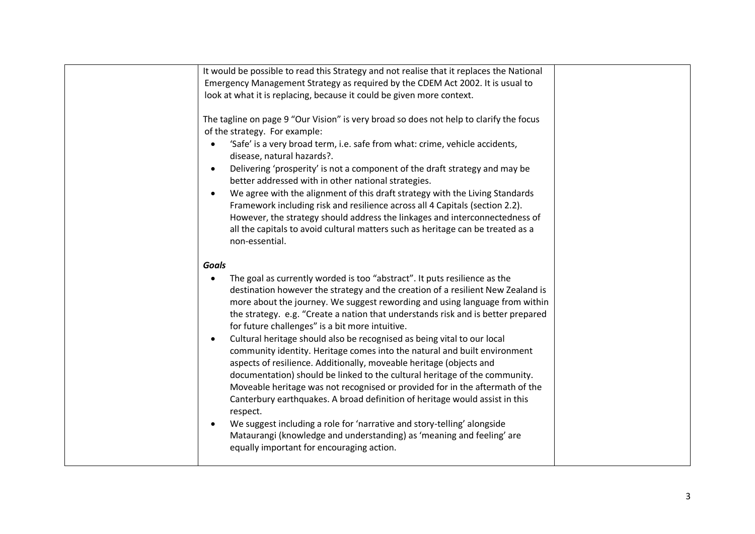| | | |
|---|---|---|
| | It would be possible to read this Strategy and not realise that it replaces the National Emergency Management Strategy as required by the CDEM Act 2002. It is usual to look at what it is replacing, because it could be given more context.<br><br>The tagline on page 9 "Our Vision" is very broad so does not help to clarify the focus of the strategy. For example:<br>• 'Safe' is a very broad term, i.e. safe from what: crime, vehicle accidents, disease, natural hazards?.<br>• Delivering 'prosperity' is not a component of the draft strategy and may be better addressed with in other national strategies.<br>• We agree with the alignment of this draft strategy with the Living Standards Framework including risk and resilience across all 4 Capitals (section 2.2). However, the strategy should address the linkages and interconnectedness of all the capitals to avoid cultural matters such as heritage can be treated as a non-essential.<br><br>***Goals***<br>• The goal as currently worded is too "abstract". It puts resilience as the destination however the strategy and the creation of a resilient New Zealand is more about the journey. We suggest rewording and using language from within the strategy. e.g. "Create a nation that understands risk and is better prepared for future challenges" is a bit more intuitive.<br>• Cultural heritage should also be recognised as being vital to our local community identity. Heritage comes into the natural and built environment aspects of resilience. Additionally, moveable heritage (objects and documentation) should be linked to the cultural heritage of the community. Moveable heritage was not recognised or provided for in the aftermath of the Canterbury earthquakes. A broad definition of heritage would assist in this respect.<br>• We suggest including a role for 'narrative and story-telling' alongside Mataurangi (knowledge and understanding) as 'meaning and feeling' are equally important for encouraging action. | |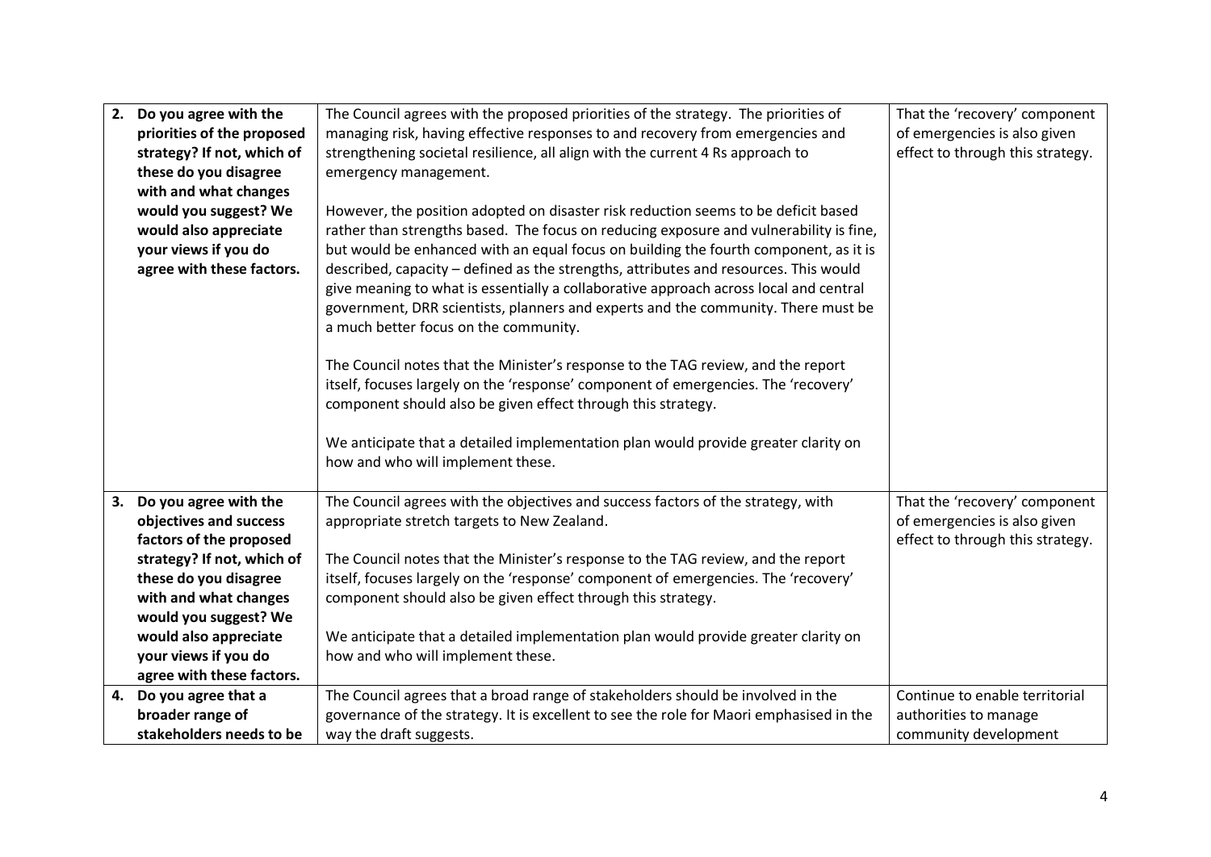| | | |
|---|---|---|
| **2. Do you agree with the priorities of the proposed strategy? If not, which of these do you disagree with and what changes would you suggest? We would also appreciate your views if you do agree with these factors.** | The Council agrees with the proposed priorities of the strategy. The priorities of managing risk, having effective responses to and recovery from emergencies and strengthening societal resilience, all align with the current 4 Rs approach to emergency management.<br><br>However, the position adopted on disaster risk reduction seems to be deficit based rather than strengths based. The focus on reducing exposure and vulnerability is fine, but would be enhanced with an equal focus on building the fourth component, as it is described, capacity – defined as the strengths, attributes and resources. This would give meaning to what is essentially a collaborative approach across local and central government, DRR scientists, planners and experts and the community. There must be a much better focus on the community.<br><br>The Council notes that the Minister's response to the TAG review, and the report itself, focuses largely on the 'response' component of emergencies. The 'recovery' component should also be given effect through this strategy.<br><br>We anticipate that a detailed implementation plan would provide greater clarity on how and who will implement these. | That the 'recovery' component of emergencies is also given effect to through this strategy. |
| **3. Do you agree with the objectives and success factors of the proposed strategy? If not, which of these do you disagree with and what changes would you suggest? We would also appreciate your views if you do agree with these factors.** | The Council agrees with the objectives and success factors of the strategy, with appropriate stretch targets to New Zealand.<br><br>The Council notes that the Minister's response to the TAG review, and the report itself, focuses largely on the 'response' component of emergencies. The 'recovery' component should also be given effect through this strategy.<br><br>We anticipate that a detailed implementation plan would provide greater clarity on how and who will implement these. | That the 'recovery' component of emergencies is also given effect to through this strategy. |
| **4. Do you agree that a broader range of stakeholders needs to be** | The Council agrees that a broad range of stakeholders should be involved in the governance of the strategy. It is excellent to see the role for Maori emphasised in the way the draft suggests. | Continue to enable territorial authorities to manage community development |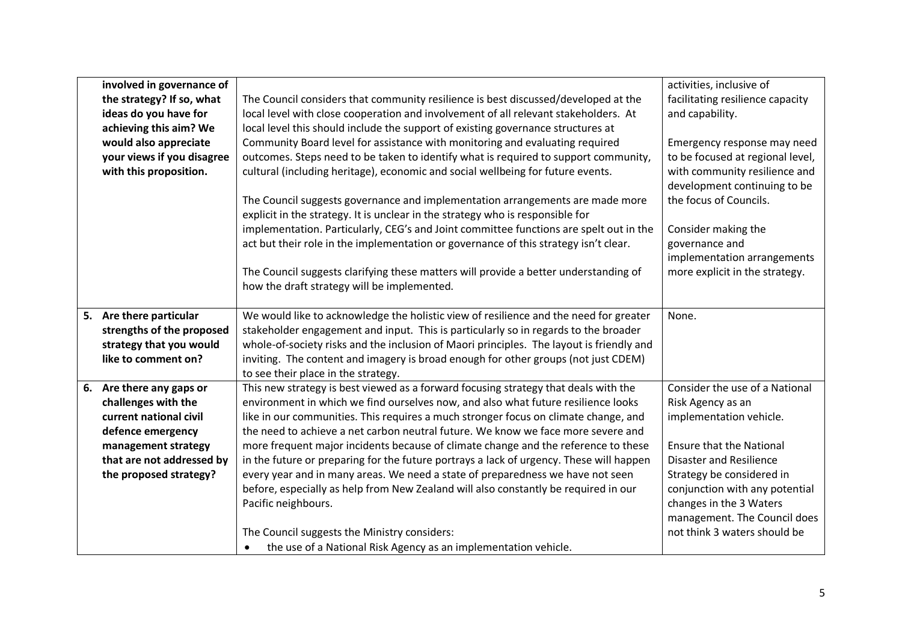| | | |
|---|---|---|
| **involved in governance of the strategy? If so, what ideas do you have for achieving this aim? We would also appreciate your views if you disagree with this proposition.** | The Council considers that community resilience is best discussed/developed at the local level with close cooperation and involvement of all relevant stakeholders. At local level this should include the support of existing governance structures at Community Board level for assistance with monitoring and evaluating required outcomes. Steps need to be taken to identify what is required to support community, cultural (including heritage), economic and social wellbeing for future events.<br><br>The Council suggests governance and implementation arrangements are made more explicit in the strategy. It is unclear in the strategy who is responsible for implementation. Particularly, CEG's and Joint committee functions are spelt out in the act but their role in the implementation or governance of this strategy isn't clear.<br><br>The Council suggests clarifying these matters will provide a better understanding of how the draft strategy will be implemented. | activities, inclusive of facilitating resilience capacity and capability.<br><br>Emergency response may need to be focused at regional level, with community resilience and development continuing to be the focus of Councils.<br><br>Consider making the governance and implementation arrangements more explicit in the strategy. |
| **5. Are there particular strengths of the proposed strategy that you would like to comment on?** | We would like to acknowledge the holistic view of resilience and the need for greater stakeholder engagement and input. This is particularly so in regards to the broader whole-of-society risks and the inclusion of Maori principles. The layout is friendly and inviting. The content and imagery is broad enough for other groups (not just CDEM) to see their place in the strategy. | None. |
| **6. Are there any gaps or challenges with the current national civil defence emergency management strategy that are not addressed by the proposed strategy?** | This new strategy is best viewed as a forward focusing strategy that deals with the environment in which we find ourselves now, and also what future resilience looks like in our communities. This requires a much stronger focus on climate change, and the need to achieve a net carbon neutral future. We know we face more severe and more frequent major incidents because of climate change and the reference to these in the future or preparing for the future portrays a lack of urgency. These will happen every year and in many areas. We need a state of preparedness we have not seen before, especially as help from New Zealand will also constantly be required in our Pacific neighbours.<br><br>The Council suggests the Ministry considers:<br>• the use of a National Risk Agency as an implementation vehicle. | Consider the use of a National Risk Agency as an implementation vehicle.<br><br>Ensure that the National Disaster and Resilience Strategy be considered in conjunction with any potential changes in the 3 Waters management. The Council does not think 3 waters should be |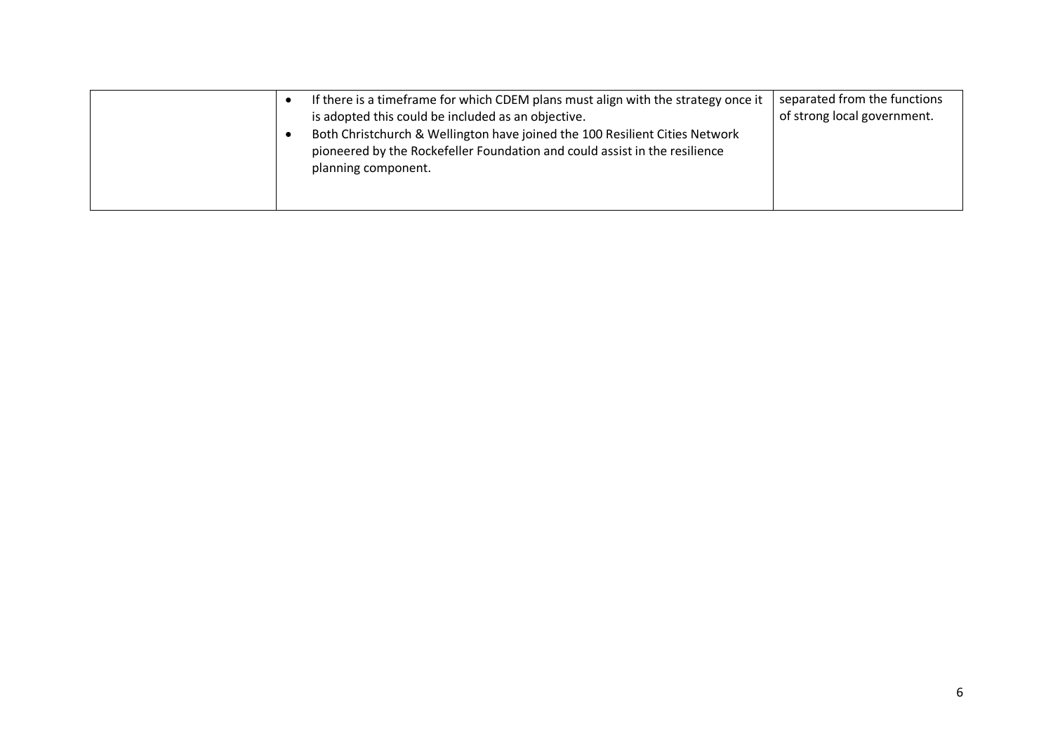| | | |
|---|---|---|
| | • If there is a timeframe for which CDEM plans must align with the strategy once it is adopted this could be included as an objective.<br>• Both Christchurch & Wellington have joined the 100 Resilient Cities Network pioneered by the Rockefeller Foundation and could assist in the resilience planning component. | separated from the functions of strong local government. |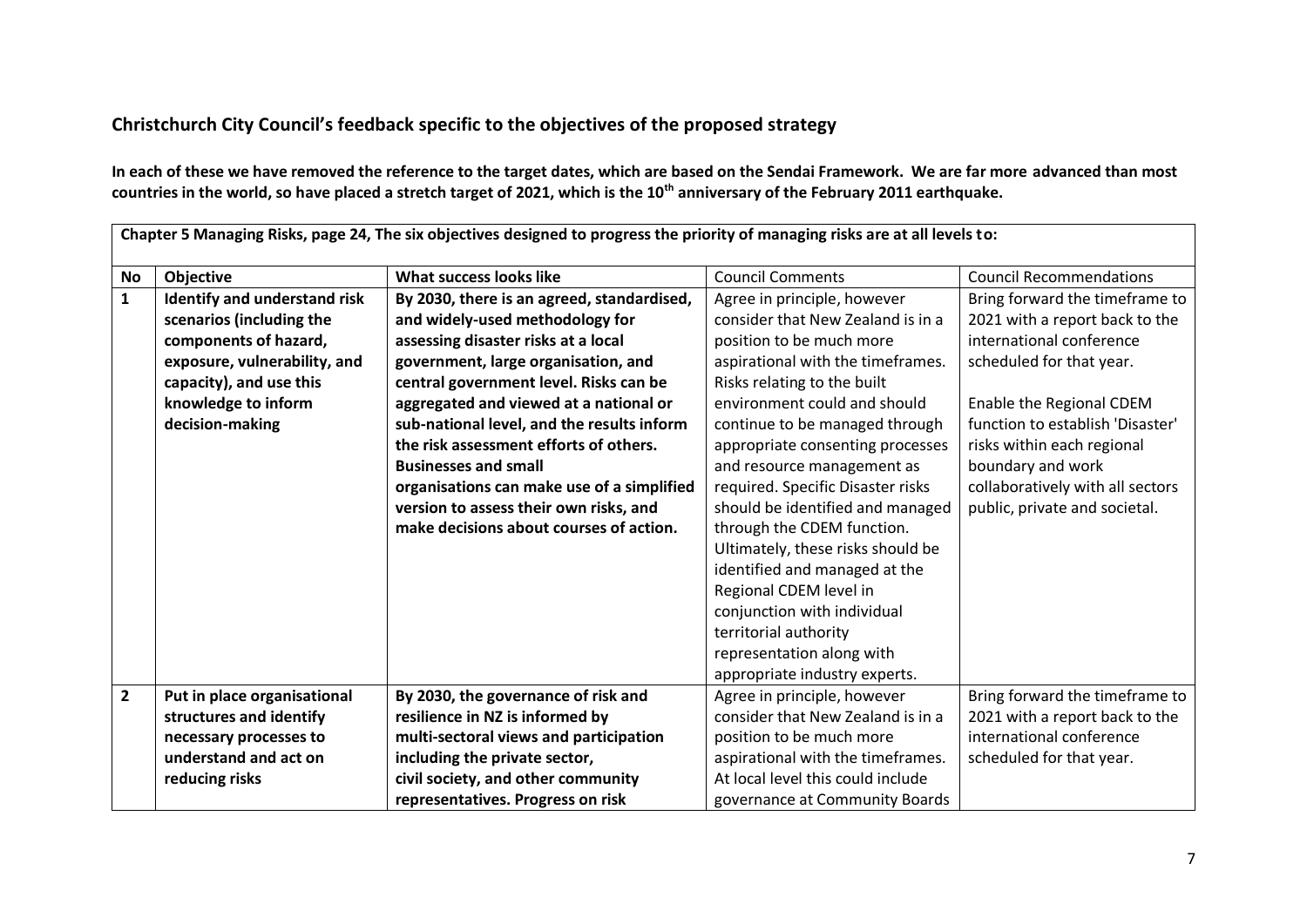## Christchurch City Council's feedback specific to the objectives of the proposed strategy

**In each of these we have removed the reference to the target dates, which are based on the Sendai Framework. We are far more advanced than most countries in the world, so have placed a stretch target of 2021, which is the 10th anniversary of the February 2011 earthquake.**

| **Chapter 5 Managing Risks, page 24, The six objectives designed to progress the priority of managing risks are at all levels to:** | | | | |
|---|---|---|---|---|
| **No** | **Objective** | **What success looks like** | Council Comments | Council Recommendations |
| **1** | **Identify and understand risk scenarios (including the components of hazard, exposure, vulnerability, and capacity), and use this knowledge to inform decision-making** | **By 2030, there is an agreed, standardised, and widely-used methodology for assessing disaster risks at a local government, large organisation, and central government level. Risks can be aggregated and viewed at a national or sub-national level, and the results inform the risk assessment efforts of others. Businesses and small organisations can make use of a simplified version to assess their own risks, and make decisions about courses of action.** | Agree in principle, however consider that New Zealand is in a position to be much more aspirational with the timeframes. Risks relating to the built environment could and should continue to be managed through appropriate consenting processes and resource management as required. Specific Disaster risks should be identified and managed through the CDEM function. Ultimately, these risks should be identified and managed at the Regional CDEM level in conjunction with individual territorial authority representation along with appropriate industry experts. | Bring forward the timeframe to 2021 with a report back to the international conference scheduled for that year.<br><br>Enable the Regional CDEM function to establish 'Disaster' risks within each regional boundary and work collaboratively with all sectors public, private and societal. |
| **2** | **Put in place organisational structures and identify necessary processes to understand and act on reducing risks** | **By 2030, the governance of risk and resilience in NZ is informed by multi-sectoral views and participation including the private sector, civil society, and other community representatives. Progress on risk** | Agree in principle, however consider that New Zealand is in a position to be much more aspirational with the timeframes. At local level this could include governance at Community Boards | Bring forward the timeframe to 2021 with a report back to the international conference scheduled for that year. |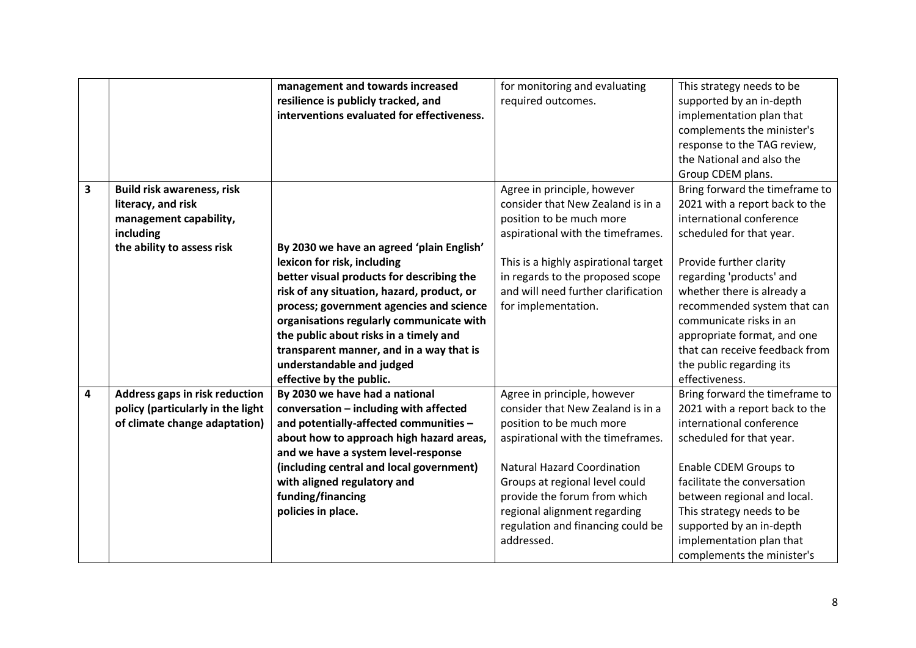| | | | | |
|---|---|---|---|---|
| | | **management and towards increased resilience is publicly tracked, and interventions evaluated for effectiveness.** | for monitoring and evaluating required outcomes. | This strategy needs to be supported by an in-depth implementation plan that complements the minister's response to the TAG review, the National and also the Group CDEM plans. |
| **3** | **Build risk awareness, risk literacy, and risk management capability, including the ability to assess risk** | **By 2030 we have an agreed 'plain English' lexicon for risk, including better visual products for describing the risk of any situation, hazard, product, or process; government agencies and science organisations regularly communicate with the public about risks in a timely and transparent manner, and in a way that is understandable and judged effective by the public.** | Agree in principle, however consider that New Zealand is in a position to be much more aspirational with the timeframes.<br><br>This is a highly aspirational target in regards to the proposed scope and will need further clarification for implementation. | Bring forward the timeframe to 2021 with a report back to the international conference scheduled for that year.<br><br>Provide further clarity regarding 'products' and whether there is already a recommended system that can communicate risks in an appropriate format, and one that can receive feedback from the public regarding its effectiveness. |
| **4** | **Address gaps in risk reduction policy (particularly in the light of climate change adaptation)** | **By 2030 we have had a national conversation – including with affected and potentially-affected communities – about how to approach high hazard areas, and we have a system level-response (including central and local government) with aligned regulatory and funding/financing policies in place.** | Agree in principle, however consider that New Zealand is in a position to be much more aspirational with the timeframes.<br><br>Natural Hazard Coordination Groups at regional level could provide the forum from which regional alignment regarding regulation and financing could be addressed. | Bring forward the timeframe to 2021 with a report back to the international conference scheduled for that year.<br><br>Enable CDEM Groups to facilitate the conversation between regional and local. This strategy needs to be supported by an in-depth implementation plan that complements the minister's |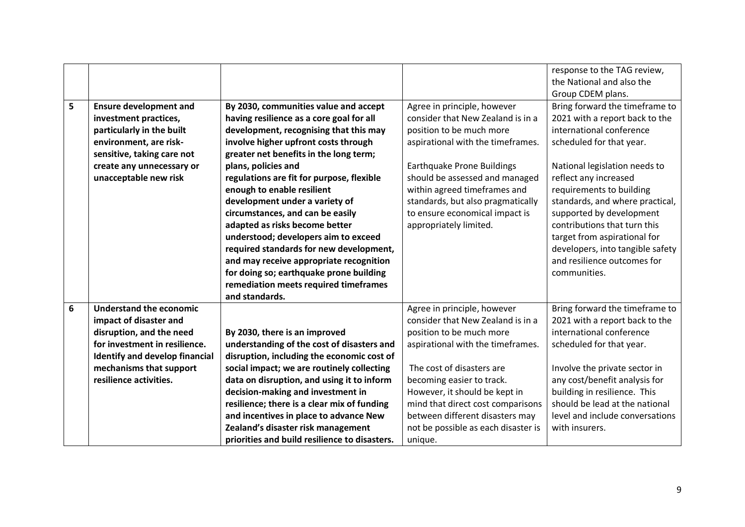| | | | | |
|---|---|---|---|---|
| | | | | response to the TAG review, the National and also the Group CDEM plans. |
| 5 | **Ensure development and investment practices, particularly in the built environment, are risk-sensitive, taking care not create any unnecessary or unacceptable new risk** | **By 2030, communities value and accept having resilience as a core goal for all development, recognising that this may involve higher upfront costs through greater net benefits in the long term; plans, policies and regulations are fit for purpose, flexible enough to enable resilient development under a variety of circumstances, and can be easily adapted as risks become better understood; developers aim to exceed required standards for new development, and may receive appropriate recognition for doing so; earthquake prone building remediation meets required timeframes and standards.** | Agree in principle, however consider that New Zealand is in a position to be much more aspirational with the timeframes.<br><br>Earthquake Prone Buildings should be assessed and managed within agreed timeframes and standards, but also pragmatically to ensure economical impact is appropriately limited. | Bring forward the timeframe to 2021 with a report back to the international conference scheduled for that year.<br><br>National legislation needs to reflect any increased requirements to building standards, and where practical, supported by development contributions that turn this target from aspirational for developers, into tangible safety and resilience outcomes for communities. |
| 6 | **Understand the economic impact of disaster and disruption, and the need for investment in resilience. Identify and develop financial mechanisms that support resilience activities.** | **By 2030, there is an improved understanding of the cost of disasters and disruption, including the economic cost of social impact; we are routinely collecting data on disruption, and using it to inform decision-making and investment in resilience; there is a clear mix of funding and incentives in place to advance New Zealand's disaster risk management priorities and build resilience to disasters.** | Agree in principle, however consider that New Zealand is in a position to be much more aspirational with the timeframes.<br><br>The cost of disasters are becoming easier to track. However, it should be kept in mind that direct cost comparisons between different disasters may not be possible as each disaster is unique. | Bring forward the timeframe to 2021 with a report back to the international conference scheduled for that year.<br><br>Involve the private sector in any cost/benefit analysis for building in resilience. This should be lead at the national level and include conversations with insurers. |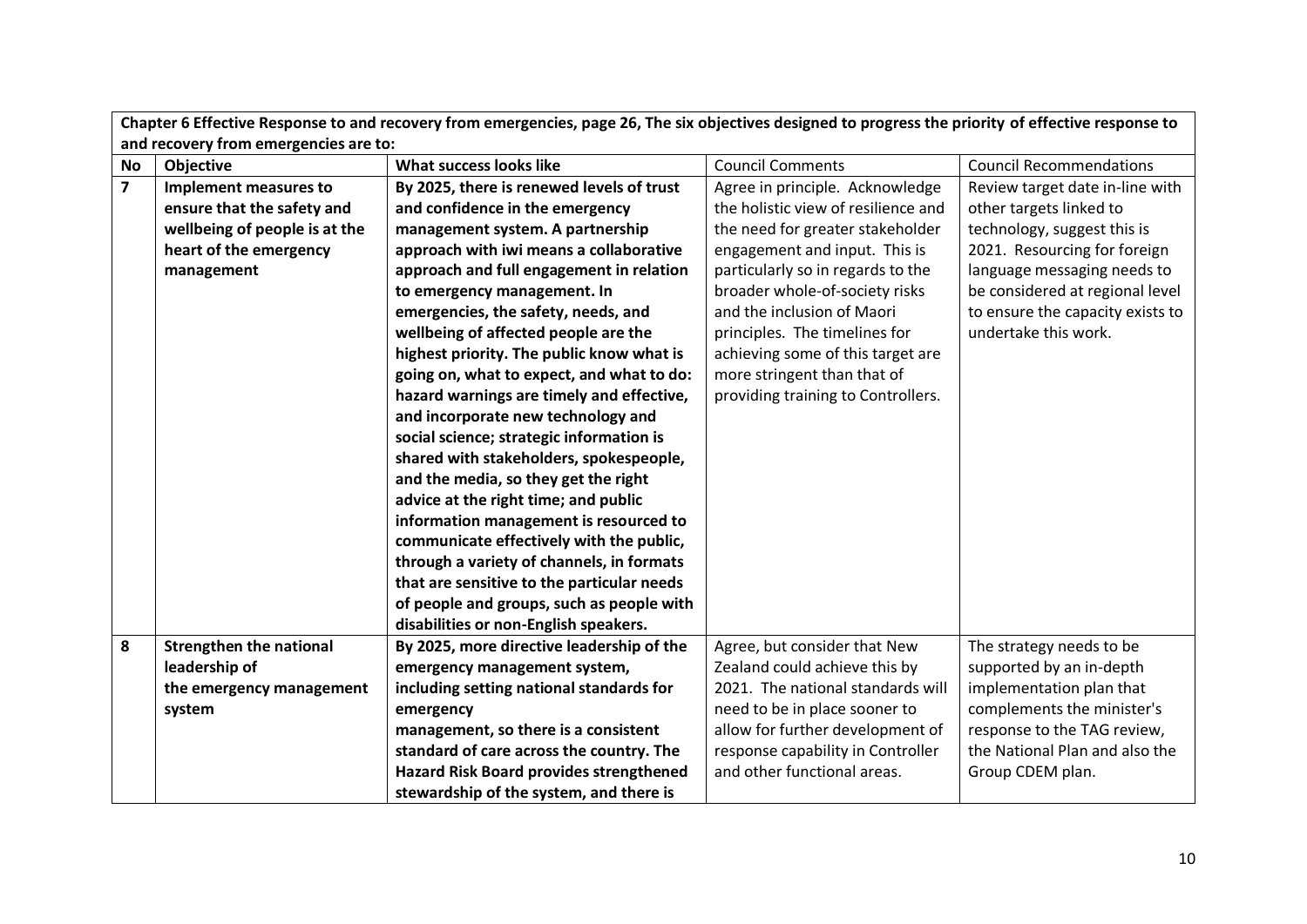| Chapter 6 Effective Response to and recovery from emergencies, page 26, The six objectives designed to progress the priority of effective response to and recovery from emergencies are to: | | | | |
|---|---|---|---|---|
| **No** | **Objective** | **What success looks like** | Council Comments | Council Recommendations |
| **7** | **Implement measures to ensure that the safety and wellbeing of people is at the heart of the emergency management** | **By 2025, there is renewed levels of trust and confidence in the emergency management system. A partnership approach with iwi means a collaborative approach and full engagement in relation to emergency management. In emergencies, the safety, needs, and wellbeing of affected people are the highest priority. The public know what is going on, what to expect, and what to do: hazard warnings are timely and effective, and incorporate new technology and social science; strategic information is shared with stakeholders, spokespeople, and the media, so they get the right advice at the right time; and public information management is resourced to communicate effectively with the public, through a variety of channels, in formats that are sensitive to the particular needs of people and groups, such as people with disabilities or non-English speakers.** | Agree in principle. Acknowledge the holistic view of resilience and the need for greater stakeholder engagement and input. This is particularly so in regards to the broader whole-of-society risks and the inclusion of Maori principles. The timelines for achieving some of this target are more stringent than that of providing training to Controllers. | Review target date in-line with other targets linked to technology, suggest this is 2021. Resourcing for foreign language messaging needs to be considered at regional level to ensure the capacity exists to undertake this work. |
| **8** | **Strengthen the national leadership of the emergency management system** | **By 2025, more directive leadership of the emergency management system, including setting national standards for emergency management, so there is a consistent standard of care across the country. The Hazard Risk Board provides strengthened stewardship of the system, and there is** | Agree, but consider that New Zealand could achieve this by 2021. The national standards will need to be in place sooner to allow for further development of response capability in Controller and other functional areas. | The strategy needs to be supported by an in-depth implementation plan that complements the minister's response to the TAG review, the National Plan and also the Group CDEM plan. |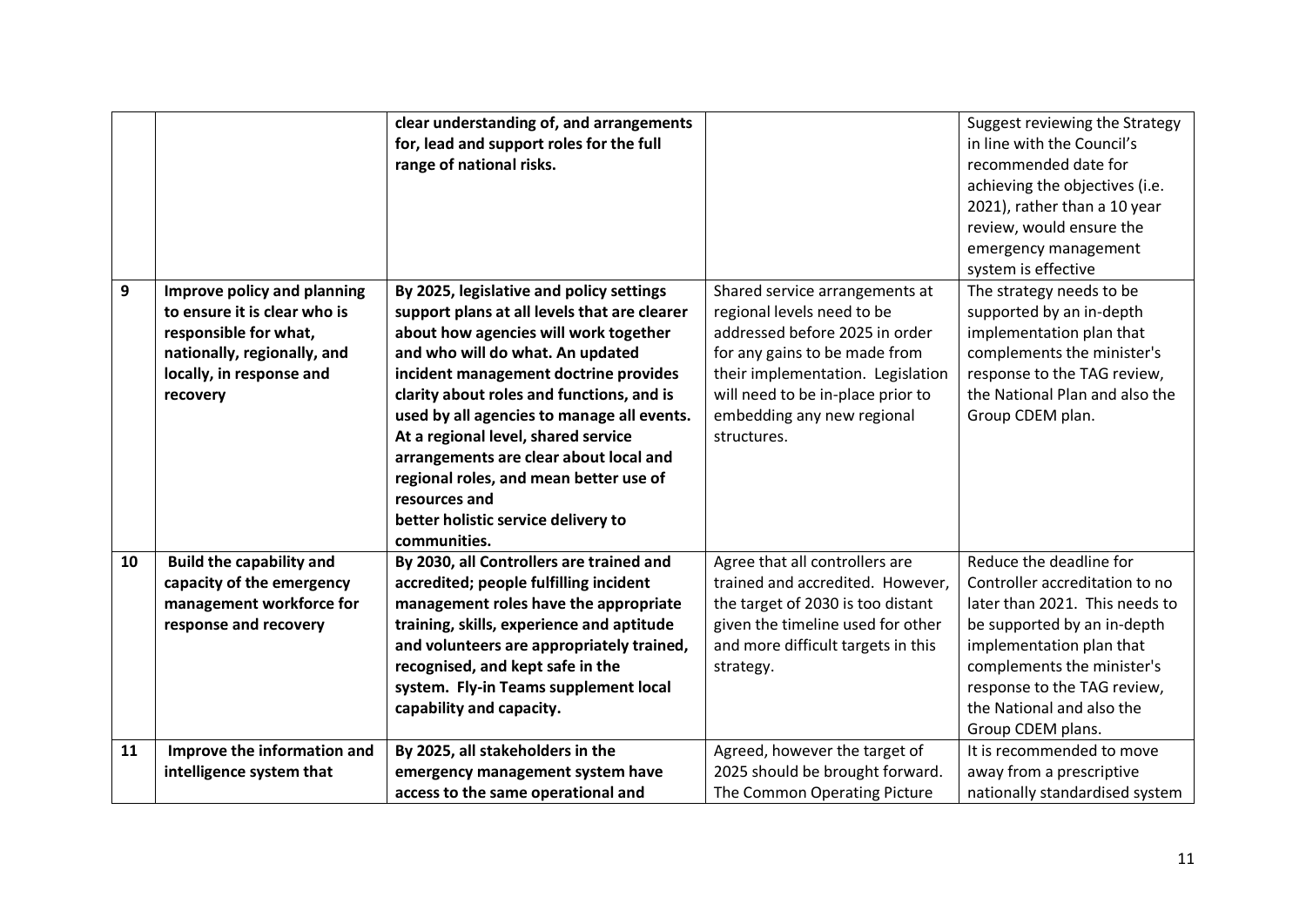| | | | | |
|---|---|---|---|---|
| | | **clear understanding of, and arrangements for, lead and support roles for the full range of national risks.** | | Suggest reviewing the Strategy in line with the Council's recommended date for achieving the objectives (i.e. 2021), rather than a 10 year review, would ensure the emergency management system is effective |
| **9** | **Improve policy and planning to ensure it is clear who is responsible for what, nationally, regionally, and locally, in response and recovery** | **By 2025, legislative and policy settings support plans at all levels that are clearer about how agencies will work together and who will do what. An updated incident management doctrine provides clarity about roles and functions, and is used by all agencies to manage all events. At a regional level, shared service arrangements are clear about local and regional roles, and mean better use of resources and better holistic service delivery to communities.** | Shared service arrangements at regional levels need to be addressed before 2025 in order for any gains to be made from their implementation. Legislation will need to be in-place prior to embedding any new regional structures. | The strategy needs to be supported by an in-depth implementation plan that complements the minister's response to the TAG review, the National Plan and also the Group CDEM plan. |
| **10** | **Build the capability and capacity of the emergency management workforce for response and recovery** | **By 2030, all Controllers are trained and accredited; people fulfilling incident management roles have the appropriate training, skills, experience and aptitude and volunteers are appropriately trained, recognised, and kept safe in the system. Fly-in Teams supplement local capability and capacity.** | Agree that all controllers are trained and accredited. However, the target of 2030 is too distant given the timeline used for other and more difficult targets in this strategy. | Reduce the deadline for Controller accreditation to no later than 2021. This needs to be supported by an in-depth implementation plan that complements the minister's response to the TAG review, the National and also the Group CDEM plans. |
| **11** | **Improve the information and intelligence system that** | **By 2025, all stakeholders in the emergency management system have access to the same operational and** | Agreed, however the target of 2025 should be brought forward. The Common Operating Picture | It is recommended to move away from a prescriptive nationally standardised system |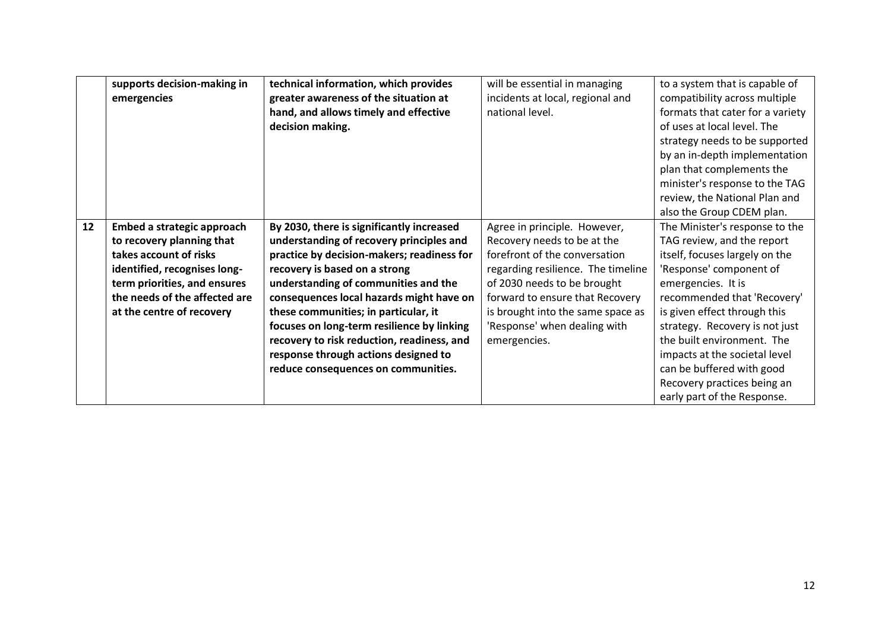| | | | | |
|---|---|---|---|---|
| | **supports decision-making in emergencies** | **technical information, which provides greater awareness of the situation at hand, and allows timely and effective decision making.** | will be essential in managing incidents at local, regional and national level. | to a system that is capable of compatibility across multiple formats that cater for a variety of uses at local level. The strategy needs to be supported by an in-depth implementation plan that complements the minister's response to the TAG review, the National Plan and also the Group CDEM plan. |
| **12** | **Embed a strategic approach to recovery planning that takes account of risks identified, recognises long-term priorities, and ensures the needs of the affected are at the centre of recovery** | **By 2030, there is significantly increased understanding of recovery principles and practice by decision-makers; readiness for recovery is based on a strong understanding of communities and the consequences local hazards might have on these communities; in particular, it focuses on long-term resilience by linking recovery to risk reduction, readiness, and response through actions designed to reduce consequences on communities.** | Agree in principle. However, Recovery needs to be at the forefront of the conversation regarding resilience. The timeline of 2030 needs to be brought forward to ensure that Recovery is brought into the same space as 'Response' when dealing with emergencies. | The Minister's response to the TAG review, and the report itself, focuses largely on the 'Response' component of emergencies. It is recommended that 'Recovery' is given effect through this strategy. Recovery is not just the built environment. The impacts at the societal level can be buffered with good Recovery practices being an early part of the Response. |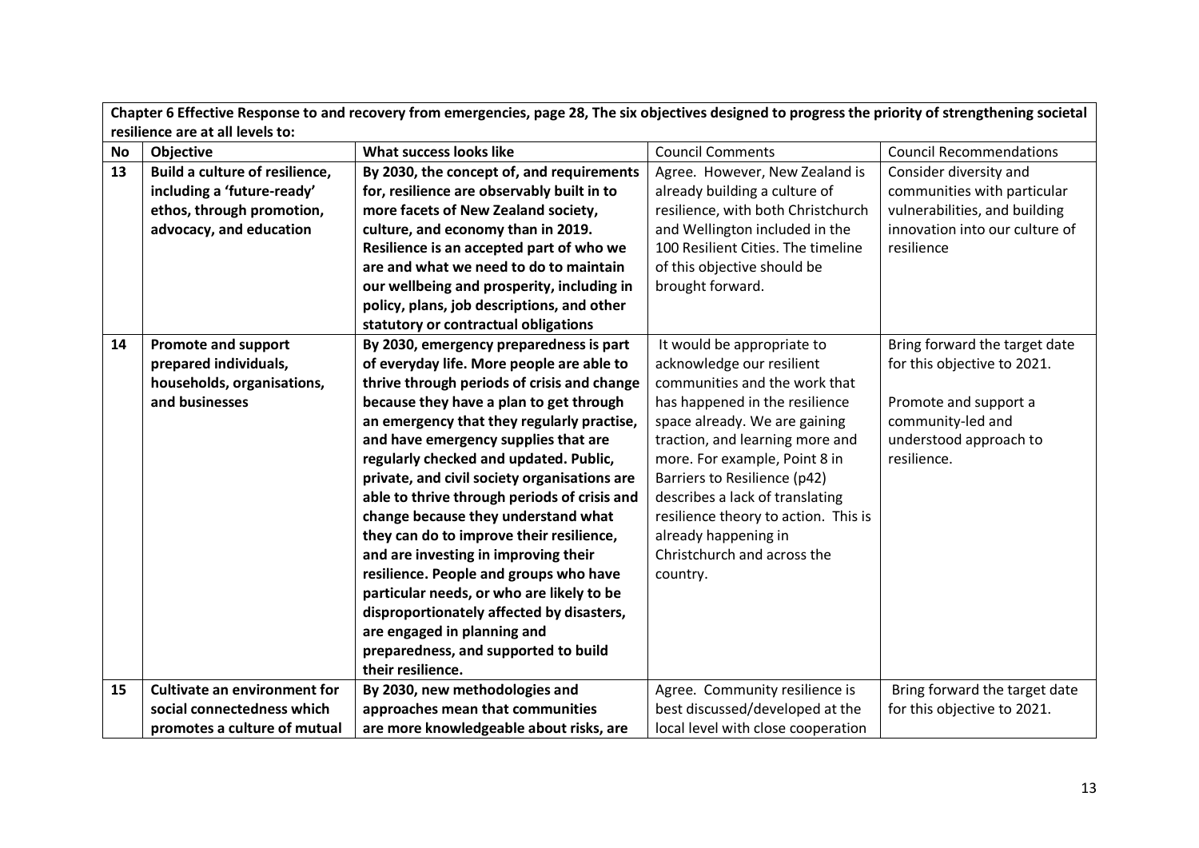| **Chapter 6 Effective Response to and recovery from emergencies, page 28, The six objectives designed to progress the priority of strengthening societal resilience are at all levels to:** | | | | |
|---|---|---|---|---|
| **No** | **Objective** | **What success looks like** | Council Comments | Council Recommendations |
| **13** | **Build a culture of resilience, including a 'future-ready' ethos, through promotion, advocacy, and education** | **By 2030, the concept of, and requirements for, resilience are observably built in to more facets of New Zealand society, culture, and economy than in 2019. Resilience is an accepted part of who we are and what we need to do to maintain our wellbeing and prosperity, including in policy, plans, job descriptions, and other statutory or contractual obligations** | Agree. However, New Zealand is already building a culture of resilience, with both Christchurch and Wellington included in the 100 Resilient Cities. The timeline of this objective should be brought forward. | Consider diversity and communities with particular vulnerabilities, and building innovation into our culture of resilience |
| **14** | **Promote and support prepared individuals, households, organisations, and businesses** | **By 2030, emergency preparedness is part of everyday life. More people are able to thrive through periods of crisis and change because they have a plan to get through an emergency that they regularly practise, and have emergency supplies that are regularly checked and updated. Public, private, and civil society organisations are able to thrive through periods of crisis and change because they understand what they can do to improve their resilience, and are investing in improving their resilience. People and groups who have particular needs, or who are likely to be disproportionately affected by disasters, are engaged in planning and preparedness, and supported to build their resilience.** | It would be appropriate to acknowledge our resilient communities and the work that has happened in the resilience space already. We are gaining traction, and learning more and more. For example, Point 8 in Barriers to Resilience (p42) describes a lack of translating resilience theory to action. This is already happening in Christchurch and across the country. | Bring forward the target date for this objective to 2021.<br><br>Promote and support a community-led and understood approach to resilience. |
| **15** | **Cultivate an environment for social connectedness which promotes a culture of mutual** | **By 2030, new methodologies and approaches mean that communities are more knowledgeable about risks, are** | Agree. Community resilience is best discussed/developed at the local level with close cooperation | Bring forward the target date for this objective to 2021. |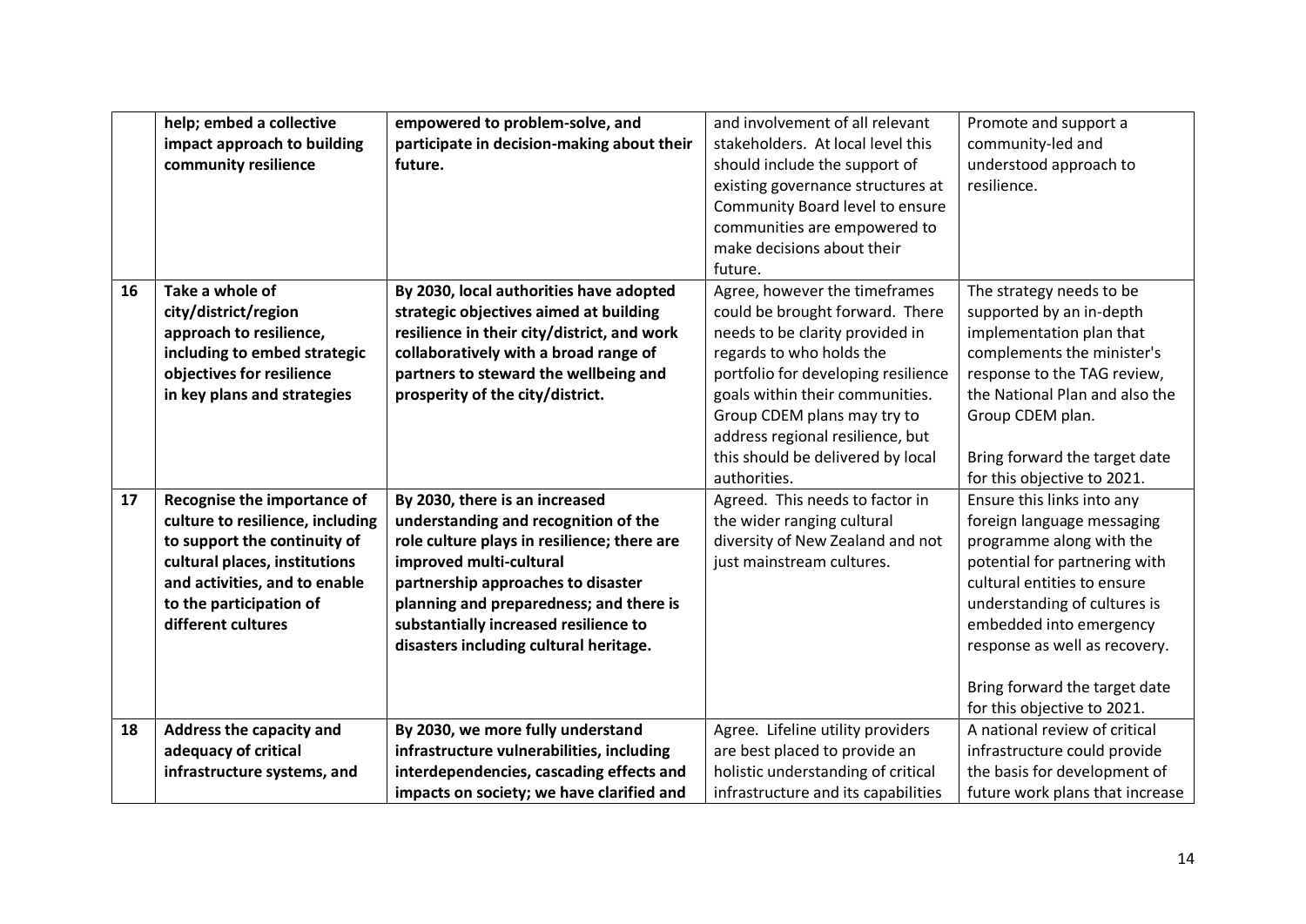| | | | | |
|---|---|---|---|---|
| | **help; embed a collective impact approach to building community resilience** | **empowered to problem-solve, and participate in decision-making about their future.** | and involvement of all relevant stakeholders. At local level this should include the support of existing governance structures at Community Board level to ensure communities are empowered to make decisions about their future. | Promote and support a community-led and understood approach to resilience. |
| 16 | **Take a whole of city/district/region approach to resilience, including to embed strategic objectives for resilience in key plans and strategies** | **By 2030, local authorities have adopted strategic objectives aimed at building resilience in their city/district, and work collaboratively with a broad range of partners to steward the wellbeing and prosperity of the city/district.** | Agree, however the timeframes could be brought forward. There needs to be clarity provided in regards to who holds the portfolio for developing resilience goals within their communities. Group CDEM plans may try to address regional resilience, but this should be delivered by local authorities. | The strategy needs to be supported by an in-depth implementation plan that complements the minister's response to the TAG review, the National Plan and also the Group CDEM plan.<br><br>Bring forward the target date for this objective to 2021. |
| 17 | **Recognise the importance of culture to resilience, including to support the continuity of cultural places, institutions and activities, and to enable to the participation of different cultures** | **By 2030, there is an increased understanding and recognition of the role culture plays in resilience; there are improved multi-cultural partnership approaches to disaster planning and preparedness; and there is substantially increased resilience to disasters including cultural heritage.** | Agreed. This needs to factor in the wider ranging cultural diversity of New Zealand and not just mainstream cultures. | Ensure this links into any foreign language messaging programme along with the potential for partnering with cultural entities to ensure understanding of cultures is embedded into emergency response as well as recovery.<br><br>Bring forward the target date for this objective to 2021. |
| 18 | **Address the capacity and adequacy of critical infrastructure systems, and** | **By 2030, we more fully understand infrastructure vulnerabilities, including interdependencies, cascading effects and impacts on society; we have clarified and** | Agree. Lifeline utility providers are best placed to provide an holistic understanding of critical infrastructure and its capabilities | A national review of critical infrastructure could provide the basis for development of future work plans that increase |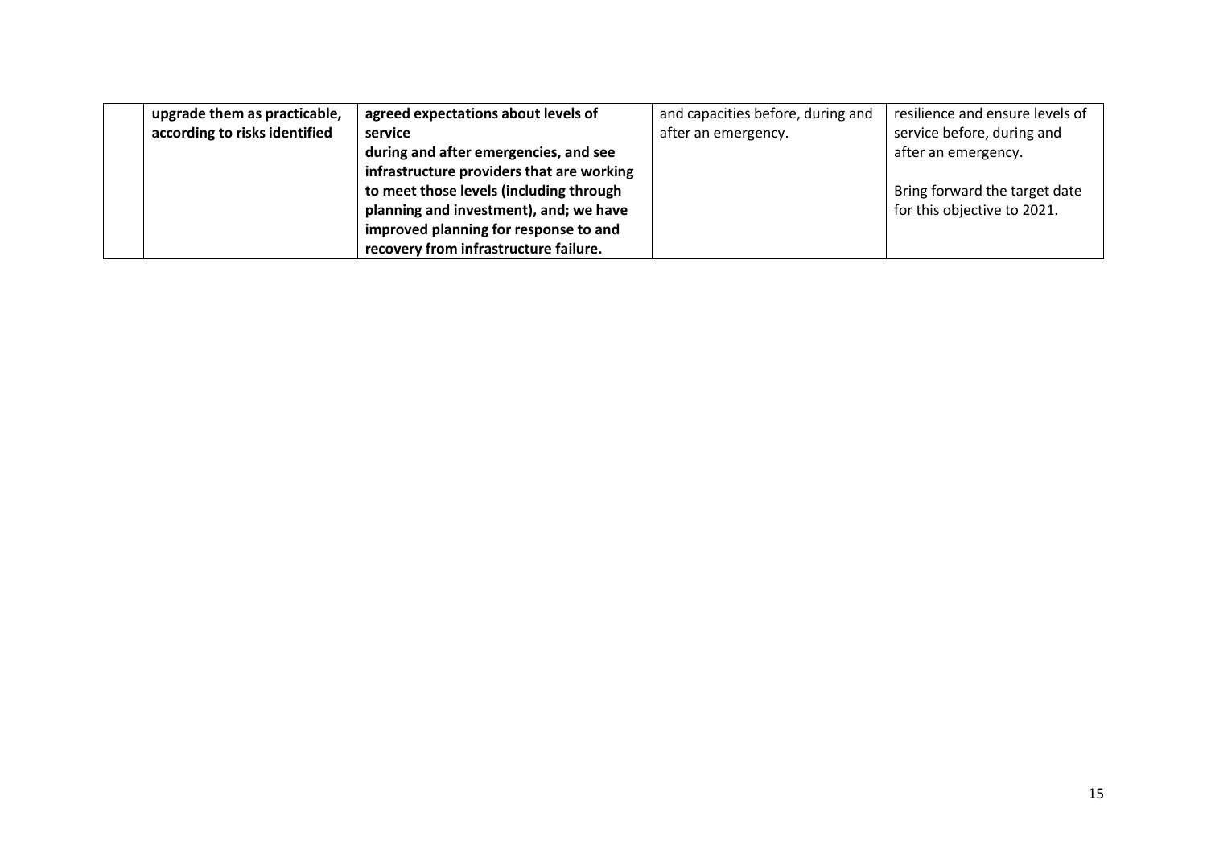| | | | | |
|---|---|---|---|---|
| | **upgrade them as practicable, according to risks identified** | **agreed expectations about levels of service during and after emergencies, and see infrastructure providers that are working to meet those levels (including through planning and investment), and; we have improved planning for response to and recovery from infrastructure failure.** | and capacities before, during and after an emergency. | resilience and ensure levels of service before, during and after an emergency.<br><br>Bring forward the target date for this objective to 2021. |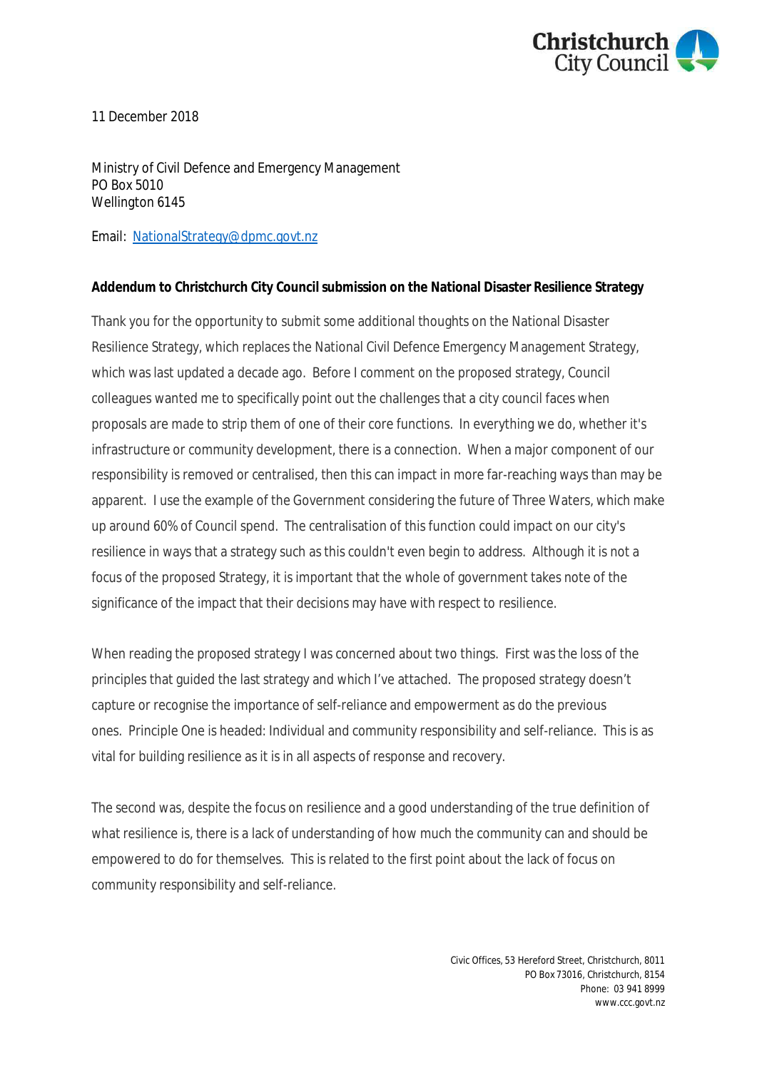11 December 2018

Ministry of Civil Defence and Emergency Management
PO Box 5010
Wellington 6145

Email: NationalStrategy@dpmc.govt.nz

**Addendum to Christchurch City Council submission on the National Disaster Resilience Strategy**

Thank you for the opportunity to submit some additional thoughts on the National Disaster Resilience Strategy, which replaces the National Civil Defence Emergency Management Strategy, which was last updated a decade ago. Before I comment on the proposed strategy, Council colleagues wanted me to specifically point out the challenges that a city council faces when proposals are made to strip them of one of their core functions. In everything we do, whether it's infrastructure or community development, there is a connection. When a major component of our responsibility is removed or centralised, then this can impact in more far-reaching ways than may be apparent. I use the example of the Government considering the future of Three Waters, which make up around 60% of Council spend. The centralisation of this function could impact on our city's resilience in ways that a strategy such as this couldn't even begin to address. Although it is not a focus of the proposed Strategy, it is important that the whole of government takes note of the significance of the impact that their decisions may have with respect to resilience.

When reading the proposed strategy I was concerned about two things. First was the loss of the principles that guided the last strategy and which I've attached. The proposed strategy doesn't capture or recognise the importance of self-reliance and empowerment as do the previous ones. Principle One is headed: Individual and community responsibility and self-reliance. This is as vital for building resilience as it is in all aspects of response and recovery.

The second was, despite the focus on resilience and a good understanding of the true definition of what resilience is, there is a lack of understanding of how much the community can and should be empowered to do for themselves. This is related to the first point about the lack of focus on community responsibility and self-reliance.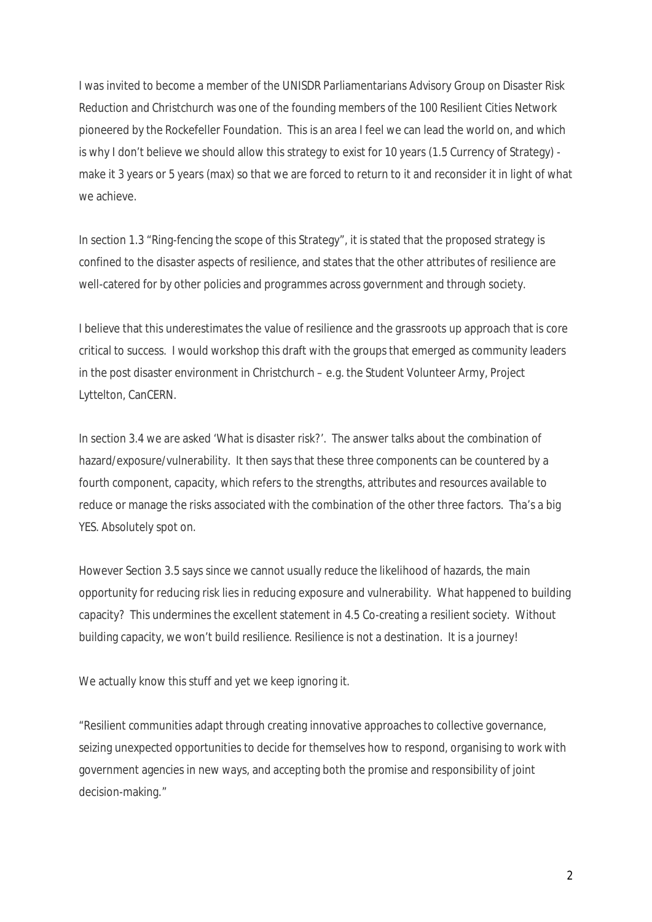I was invited to become a member of the UNISDR Parliamentarians Advisory Group on Disaster Risk Reduction and Christchurch was one of the founding members of the 100 Resilient Cities Network pioneered by the Rockefeller Foundation. This is an area I feel we can lead the world on, and which is why I don't believe we should allow this strategy to exist for 10 years (1.5 Currency of Strategy) - make it 3 years or 5 years (max) so that we are forced to return to it and reconsider it in light of what we achieve.

In section 1.3 "Ring-fencing the scope of this Strategy", it is stated that the proposed strategy is confined to the disaster aspects of resilience, and states that the other attributes of resilience are well-catered for by other policies and programmes across government and through society.

I believe that this underestimates the value of resilience and the grassroots up approach that is core critical to success. I would workshop this draft with the groups that emerged as community leaders in the post disaster environment in Christchurch – e.g. the Student Volunteer Army, Project Lyttelton, CanCERN.

In section 3.4 we are asked 'What is disaster risk?'. The answer talks about the combination of hazard/exposure/vulnerability. It then says that these three components can be countered by a fourth component, capacity, which refers to the strengths, attributes and resources available to reduce or manage the risks associated with the combination of the other three factors. Tha's a big YES. Absolutely spot on.

However Section 3.5 says since we cannot usually reduce the likelihood of hazards, the main opportunity for reducing risk lies in reducing exposure and vulnerability. What happened to building capacity? This undermines the excellent statement in 4.5 Co-creating a resilient society. Without building capacity, we won't build resilience. Resilience is not a destination. It is a journey!

We actually know this stuff and yet we keep ignoring it.

"Resilient communities adapt through creating innovative approaches to collective governance, seizing unexpected opportunities to decide for themselves how to respond, organising to work with government agencies in new ways, and accepting both the promise and responsibility of joint decision-making."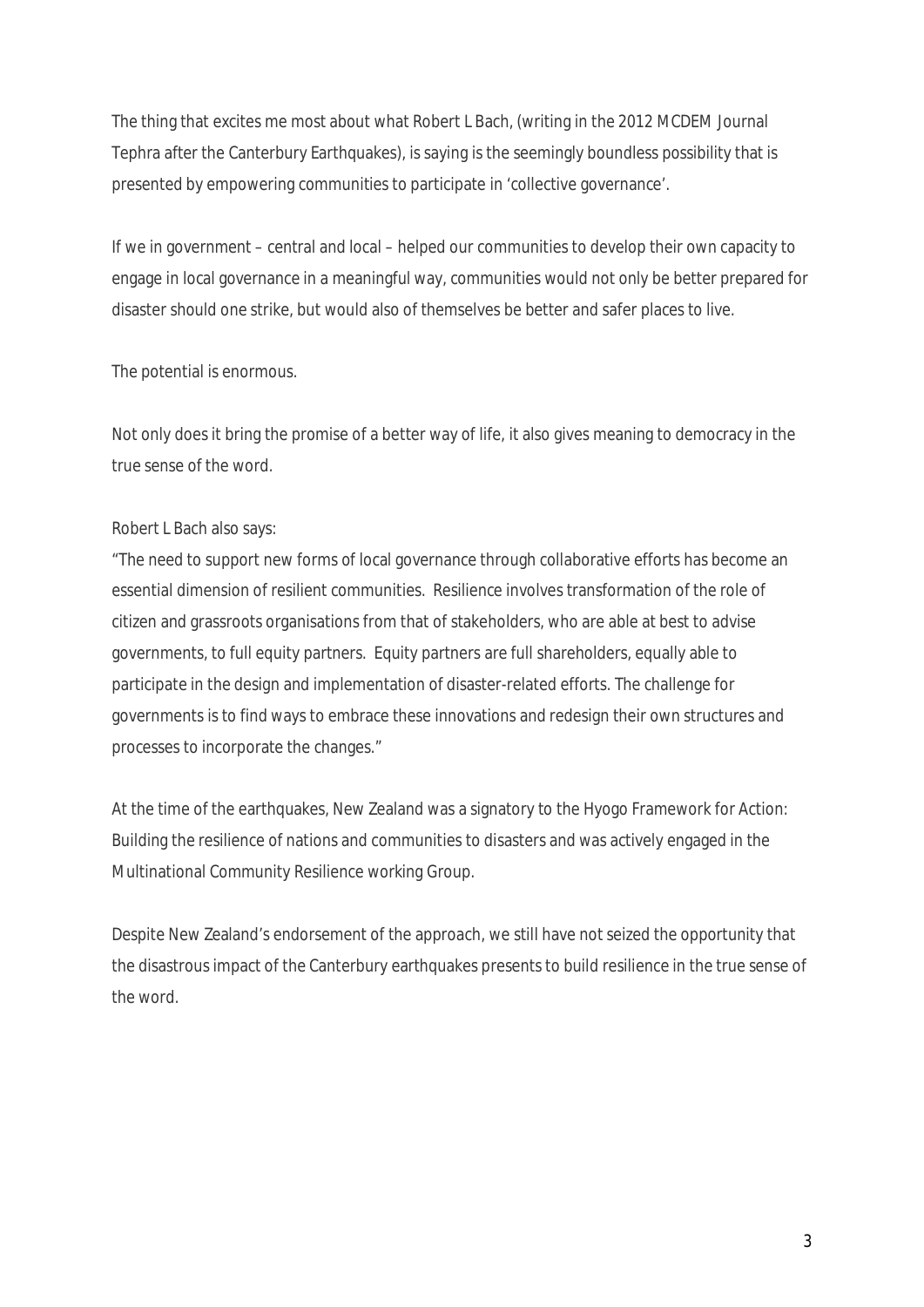The thing that excites me most about what Robert L Bach, (writing in the 2012 MCDEM Journal Tephra after the Canterbury Earthquakes), is saying is the seemingly boundless possibility that is presented by empowering communities to participate in 'collective governance'.

If we in government – central and local – helped our communities to develop their own capacity to engage in local governance in a meaningful way, communities would not only be better prepared for disaster should one strike, but would also of themselves be better and safer places to live.

The potential is enormous.

Not only does it bring the promise of a better way of life, it also gives meaning to democracy in the true sense of the word.

Robert L Bach also says:

"The need to support new forms of local governance through collaborative efforts has become an essential dimension of resilient communities. Resilience involves transformation of the role of citizen and grassroots organisations from that of stakeholders, who are able at best to advise governments, to full equity partners. Equity partners are full shareholders, equally able to participate in the design and implementation of disaster-related efforts. The challenge for governments is to find ways to embrace these innovations and redesign their own structures and processes to incorporate the changes."

At the time of the earthquakes, New Zealand was a signatory to the Hyogo Framework for Action: Building the resilience of nations and communities to disasters and was actively engaged in the Multinational Community Resilience working Group.

Despite New Zealand's endorsement of the approach, we still have not seized the opportunity that the disastrous impact of the Canterbury earthquakes presents to build resilience in the true sense of the word.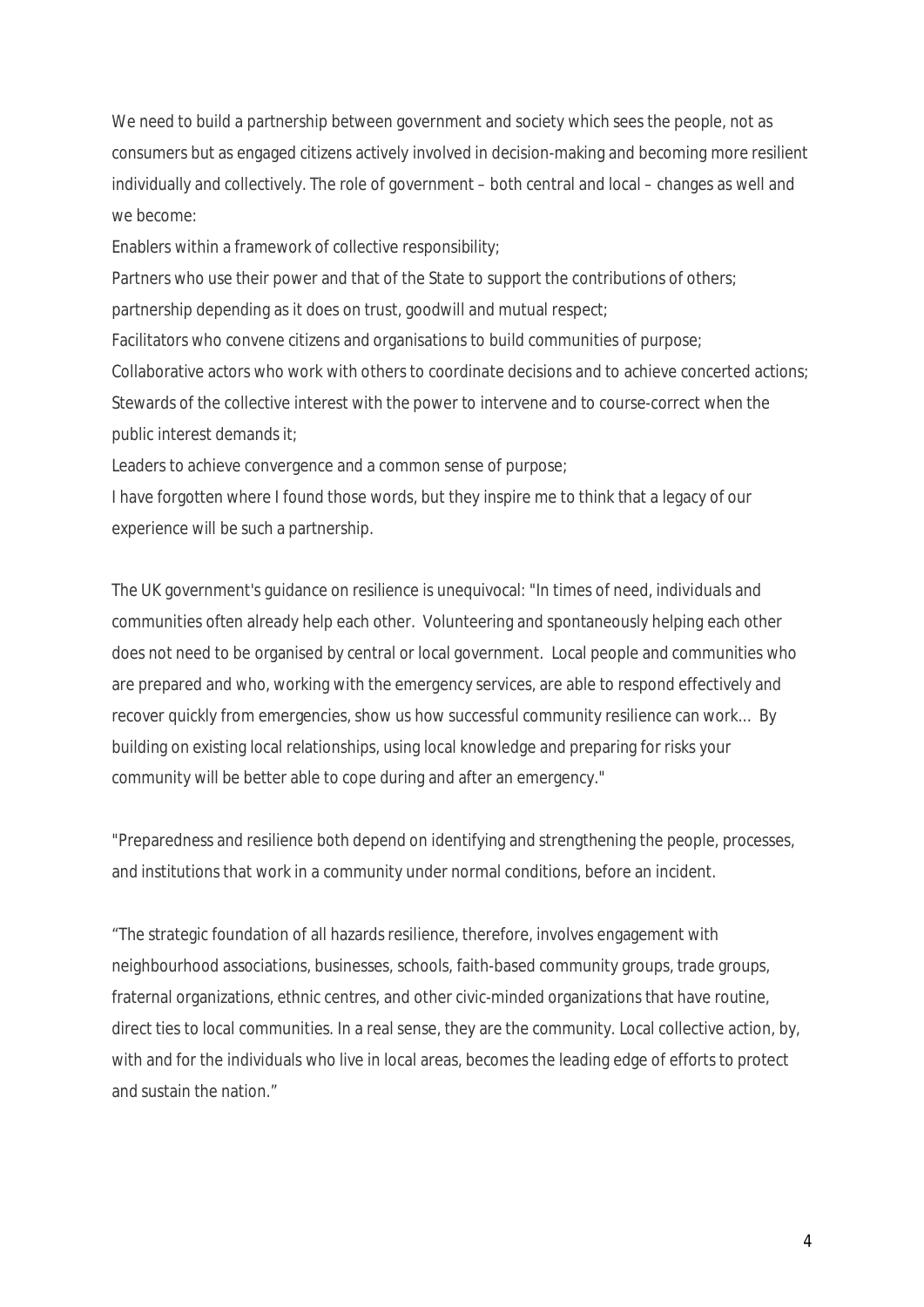We need to build a partnership between government and society which sees the people, not as consumers but as engaged citizens actively involved in decision-making and becoming more resilient individually and collectively. The role of government – both central and local – changes as well and we become:

Enablers within a framework of collective responsibility;

Partners who use their power and that of the State to support the contributions of others; partnership depending as it does on trust, goodwill and mutual respect;

Facilitators who convene citizens and organisations to build communities of purpose;

Collaborative actors who work with others to coordinate decisions and to achieve concerted actions;

Stewards of the collective interest with the power to intervene and to course-correct when the public interest demands it;

Leaders to achieve convergence and a common sense of purpose;

I have forgotten where I found those words, but they inspire me to think that a legacy of our experience will be such a partnership.

The UK government's guidance on resilience is unequivocal: "In times of need, individuals and communities often already help each other. Volunteering and spontaneously helping each other does not need to be organised by central or local government. Local people and communities who are prepared and who, working with the emergency services, are able to respond effectively and recover quickly from emergencies, show us how successful community resilience can work... By building on existing local relationships, using local knowledge and preparing for risks your community will be better able to cope during and after an emergency."

"Preparedness and resilience both depend on identifying and strengthening the people, processes, and institutions that work in a community under normal conditions, before an incident.

"The strategic foundation of all hazards resilience, therefore, involves engagement with neighbourhood associations, businesses, schools, faith-based community groups, trade groups, fraternal organizations, ethnic centres, and other civic-minded organizations that have routine, direct ties to local communities. In a real sense, they are the community. Local collective action, by, with and for the individuals who live in local areas, becomes the leading edge of efforts to protect and sustain the nation."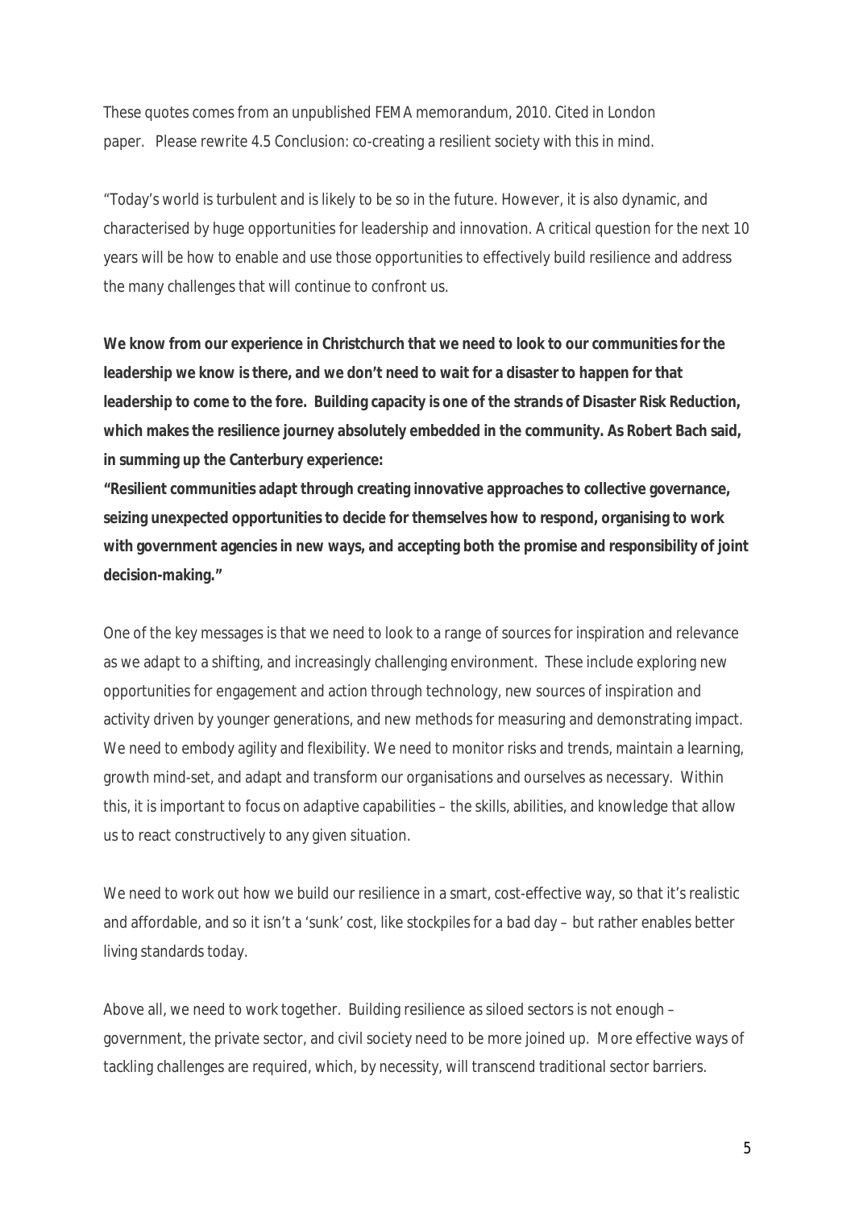These quotes comes from an unpublished FEMA memorandum, 2010. Cited in London paper. Please rewrite 4.5 Conclusion: co-creating a resilient society with this in mind.

"Today's world is turbulent and is likely to be so in the future. However, it is also dynamic, and characterised by huge opportunities for leadership and innovation. A critical question for the next 10 years will be how to enable and use those opportunities to effectively build resilience and address the many challenges that will continue to confront us.

**We know from our experience in Christchurch that we need to look to our communities for the leadership we know is there, and we don't need to wait for a disaster to happen for that leadership to come to the fore. Building capacity is one of the strands of Disaster Risk Reduction, which makes the resilience journey absolutely embedded in the community. As Robert Bach said, in summing up the Canterbury experience:**

**"Resilient communities adapt through creating innovative approaches to collective governance, seizing unexpected opportunities to decide for themselves how to respond, organising to work with government agencies in new ways, and accepting both the promise and responsibility of joint decision-making."**

One of the key messages is that we need to look to a range of sources for inspiration and relevance as we adapt to a shifting, and increasingly challenging environment. These include exploring new opportunities for engagement and action through technology, new sources of inspiration and activity driven by younger generations, and new methods for measuring and demonstrating impact. We need to embody agility and flexibility. We need to monitor risks and trends, maintain a learning, growth mind-set, and adapt and transform our organisations and ourselves as necessary. Within this, it is important to focus on adaptive capabilities – the skills, abilities, and knowledge that allow us to react constructively to any given situation.

We need to work out how we build our resilience in a smart, cost-effective way, so that it's realistic and affordable, and so it isn't a 'sunk' cost, like stockpiles for a bad day – but rather enables better living standards today.

Above all, we need to work together. Building resilience as siloed sectors is not enough – government, the private sector, and civil society need to be more joined up. More effective ways of tackling challenges are required, which, by necessity, will transcend traditional sector barriers.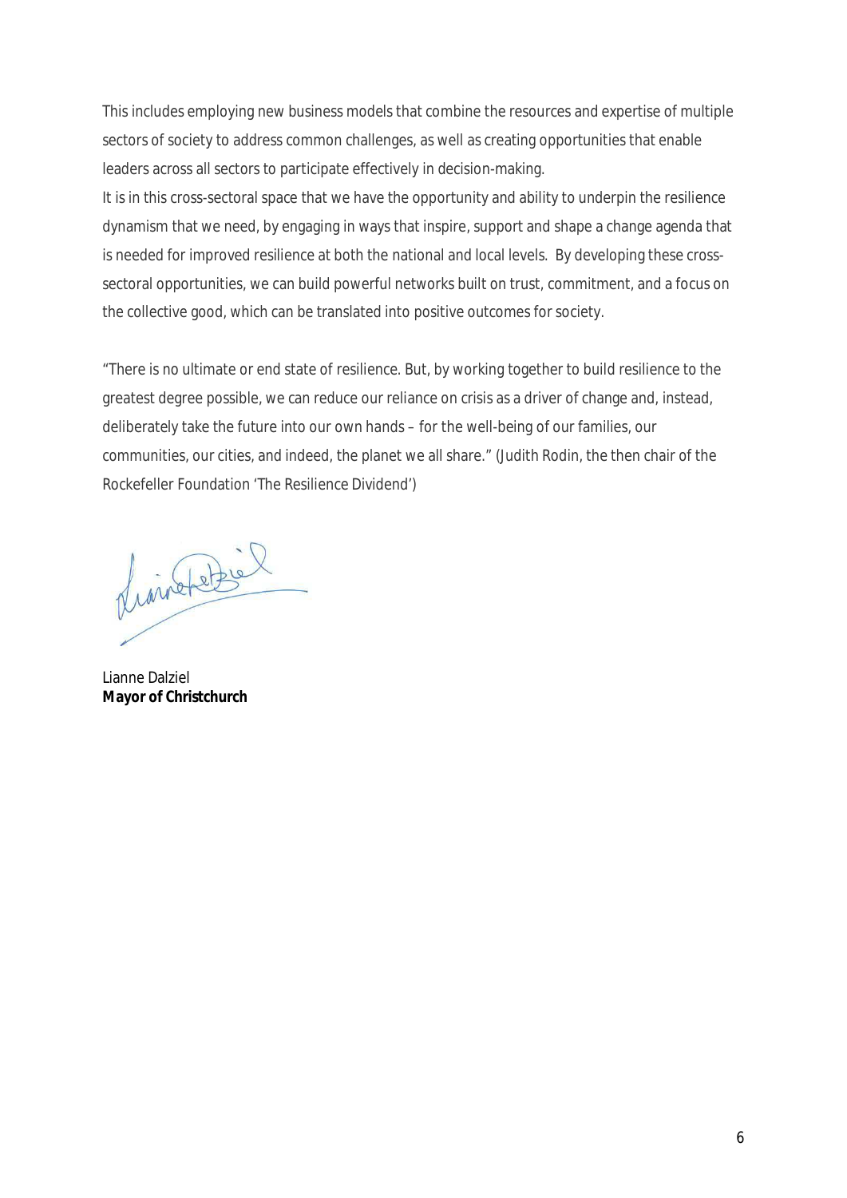This includes employing new business models that combine the resources and expertise of multiple sectors of society to address common challenges, as well as creating opportunities that enable leaders across all sectors to participate effectively in decision-making.

It is in this cross-sectoral space that we have the opportunity and ability to underpin the resilience dynamism that we need, by engaging in ways that inspire, support and shape a change agenda that is needed for improved resilience at both the national and local levels. By developing these cross-sectoral opportunities, we can build powerful networks built on trust, commitment, and a focus on the collective good, which can be translated into positive outcomes for society.

"There is no ultimate or end state of resilience. But, by working together to build resilience to the greatest degree possible, we can reduce our reliance on crisis as a driver of change and, instead, deliberately take the future into our own hands – for the well-being of our families, our communities, our cities, and indeed, the planet we all share." (Judith Rodin, the then chair of the Rockefeller Foundation 'The Resilience Dividend')

Lianne Dalziel
**Mayor of Christchurch**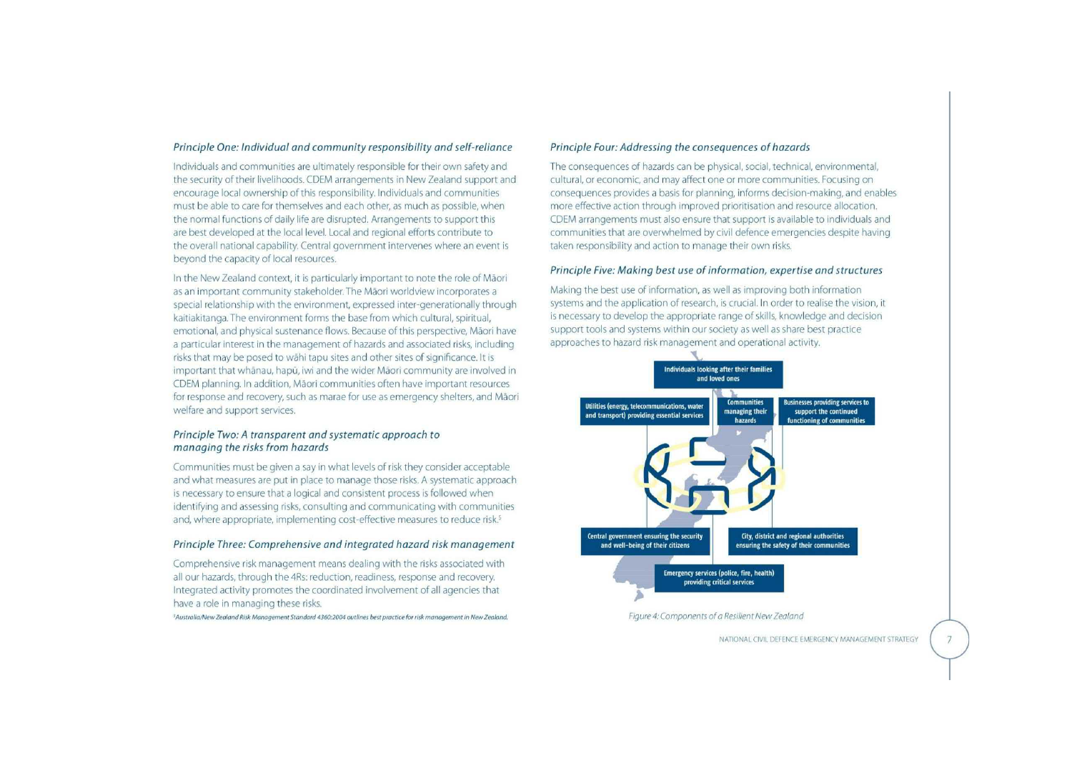### *Principle One: Individual and community responsibility and self-reliance*

Individuals and communities are ultimately responsible for their own safety and the security of their livelihoods. CDEM arrangements in New Zealand support and encourage local ownership of this responsibility. Individuals and communities must be able to care for themselves and each other, as much as possible, when the normal functions of daily life are disrupted. Arrangements to support this are best developed at the local level. Local and regional efforts contribute to the overall national capability. Central government intervenes where an event is beyond the capacity of local resources.

In the New Zealand context, it is particularly important to note the role of Māori as an important community stakeholder. The Māori worldview incorporates a special relationship with the environment, expressed inter-generationally through kaitiakitanga. The environment forms the base from which cultural, spiritual, emotional, and physical sustenance flows. Because of this perspective, Māori have a particular interest in the management of hazards and associated risks, including risks that may be posed to wāhi tapu sites and other sites of significance. It is important that whānau, hapū, iwi and the wider Māori community are involved in CDEM planning. In addition, Māori communities often have important resources for response and recovery, such as marae for use as emergency shelters, and Māori welfare and support services.

### *Principle Two: A transparent and systematic approach to managing the risks from hazards*

Communities must be given a say in what levels of risk they consider acceptable and what measures are put in place to manage those risks. A systematic approach is necessary to ensure that a logical and consistent process is followed when identifying and assessing risks, consulting and communicating with communities and, where appropriate, implementing cost-effective measures to reduce risk.[5]

### *Principle Three: Comprehensive and integrated hazard risk management*

Comprehensive risk management means dealing with the risks associated with all our hazards, through the 4Rs: reduction, readiness, response and recovery. Integrated activity promotes the coordinated involvement of all agencies that have a role in managing these risks.

[5] *Australia/New Zealand Risk Management Standard 4360:2004 outlines best practice for risk management in New Zealand.*

### *Principle Four: Addressing the consequences of hazards*

The consequences of hazards can be physical, social, technical, environmental, cultural, or economic, and may affect one or more communities. Focusing on consequences provides a basis for planning, informs decision-making, and enables more effective action through improved prioritisation and resource allocation. CDEM arrangements must also ensure that support is available to individuals and communities that are overwhelmed by civil defence emergencies despite having taken responsibility and action to manage their own risks.

### *Principle Five: Making best use of information, expertise and structures*

Making the best use of information, as well as improving both information systems and the application of research, is crucial. In order to realise the vision, it is necessary to develop the appropriate range of skills, knowledge and decision support tools and systems within our society as well as share best practice approaches to hazard risk management and operational activity.

Individuals looking after their families and loved ones

Utilities (energy, telecommunications, water and transport) providing essential services

Communities managing their hazards

Businesses providing services to support the continued functioning of communities

Central government ensuring the security and well-being of their citizens

City, district and regional authorities ensuring the safety of their communities

Emergency services (police, fire, health) providing critical services

*Figure 4: Components of a Resilient New Zealand*